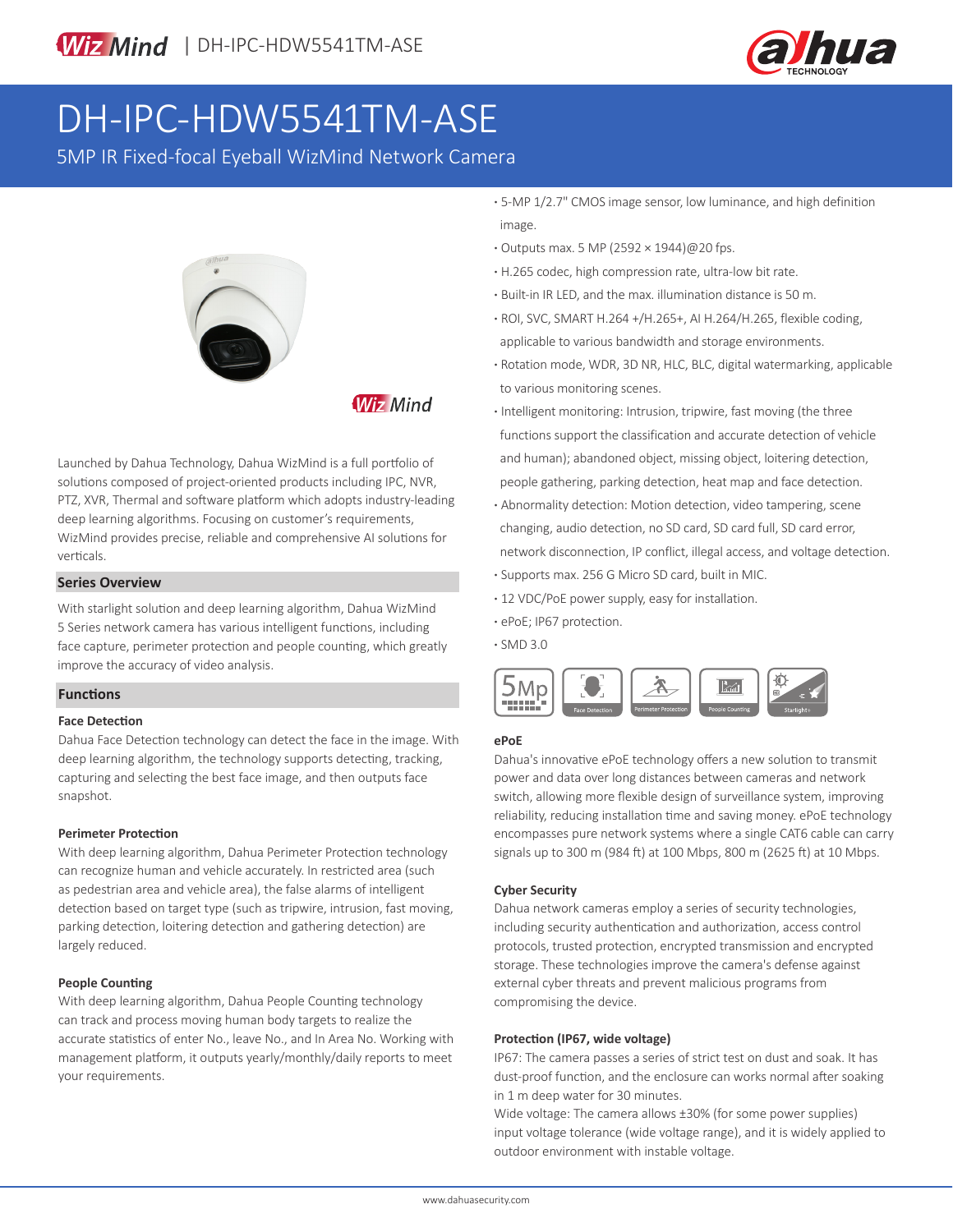WizMind | DH-IPC-HDW5541TM-ASE

# DH-IPC-HDW5541TM-ASE

5MP IR Fixed-focal Eyeball WizMind Network Camera

- 5-MP 1/2.7" CMOS image sensor, low luminance, and high definition image.
- Outputs max. 5 MP (2592 × 1944)@20 fps.
- H.265 codec, high compression rate, ultra-low bit rate.
- Built-in IR LED, and the max. illumination distance is 50 m.
- ROI, SVC, SMART H.264 +/H.265+, AI H.264/H.265, flexible coding, applicable to various bandwidth and storage environments.
- Rotation mode, WDR, 3D NR, HLC, BLC, digital watermarking, applicable to various monitoring scenes.
- Intelligent monitoring: Intrusion, tripwire, fast moving (the three functions support the classification and accurate detection of vehicle and human); abandoned object, missing object, loitering detection, people gathering, parking detection, heat map and face detection.
- Abnormality detection: Motion detection, video tampering, scene changing, audio detection, no SD card, SD card full, SD card error, network disconnection, IP conflict, illegal access, and voltage detection.
- Supports max. 256 G Micro SD card, built in MIC.
- 12 VDC/PoE power supply, easy for installation.
- ePoE; IP67 protection.
- SMD 3.0

5Mp | Face Detection | Perimeter Protection | People Counting | Starlight+

Launched by Dahua Technology, Dahua WizMind is a full portfolio of solutions composed of project-oriented products including IPC, NVR, PTZ, XVR, Thermal and software platform which adopts industry-leading deep learning algorithms. Focusing on customer's requirements, WizMind provides precise, reliable and comprehensive AI solutions for verticals.

## Series Overview

With starlight solution and deep learning algorithm, Dahua WizMind 5 Series network camera has various intelligent functions, including face capture, perimeter protection and people counting, which greatly improve the accuracy of video analysis.

## Functions

### Face Detection

Dahua Face Detection technology can detect the face in the image. With deep learning algorithm, the technology supports detecting, tracking, capturing and selecting the best face image, and then outputs face snapshot.

### Perimeter Protection

With deep learning algorithm, Dahua Perimeter Protection technology can recognize human and vehicle accurately. In restricted area (such as pedestrian area and vehicle area), the false alarms of intelligent detection based on target type (such as tripwire, intrusion, fast moving, parking detection, loitering detection and gathering detection) are largely reduced.

### People Counting

With deep learning algorithm, Dahua People Counting technology can track and process moving human body targets to realize the accurate statistics of enter No., leave No., and In Area No. Working with management platform, it outputs yearly/monthly/daily reports to meet your requirements.

### ePoE

Dahua's innovative ePoE technology offers a new solution to transmit power and data over long distances between cameras and network switch, allowing more flexible design of surveillance system, improving reliability, reducing installation time and saving money. ePoE technology encompasses pure network systems where a single CAT6 cable can carry signals up to 300 m (984 ft) at 100 Mbps, 800 m (2625 ft) at 10 Mbps.

### Cyber Security

Dahua network cameras employ a series of security technologies, including security authentication and authorization, access control protocols, trusted protection, encrypted transmission and encrypted storage. These technologies improve the camera's defense against external cyber threats and prevent malicious programs from compromising the device.

### Protection (IP67, wide voltage)

IP67: The camera passes a series of strict test on dust and soak. It has dust-proof function, and the enclosure can works normal after soaking in 1 m deep water for 30 minutes.

Wide voltage: The camera allows ±30% (for some power supplies) input voltage tolerance (wide voltage range), and it is widely applied to outdoor environment with instable voltage.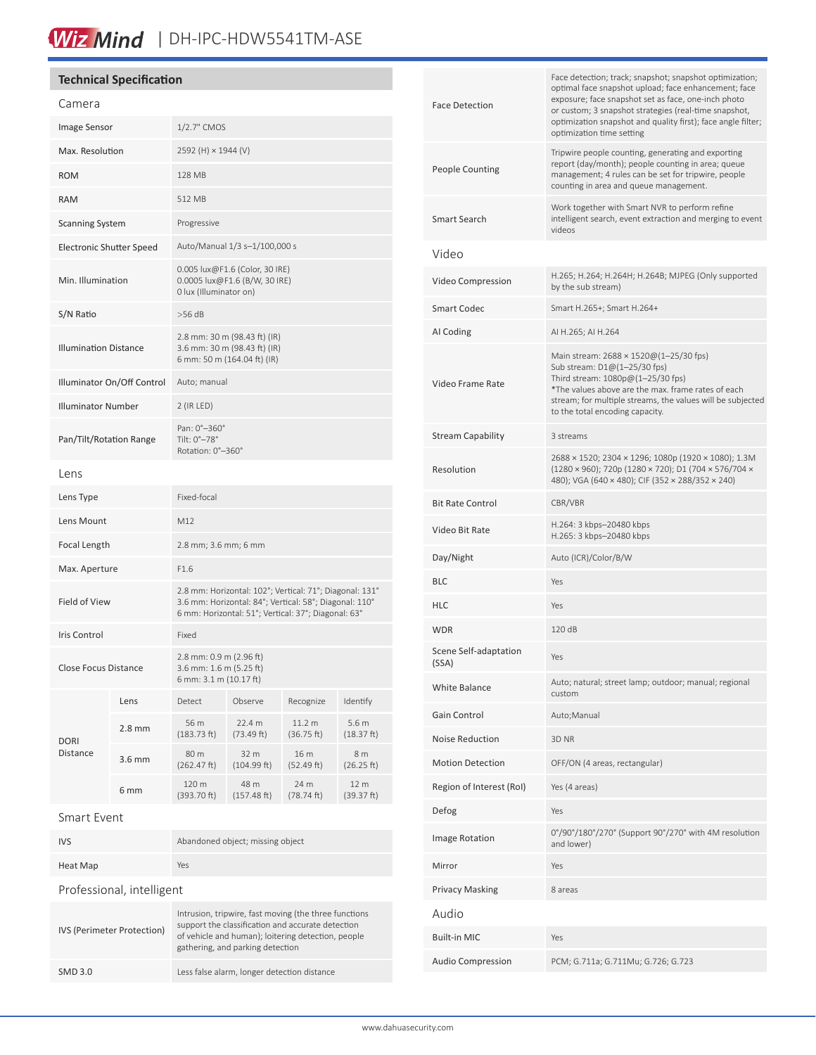## Technical Specification

### Camera

| | |
|---|---|
| Image Sensor | 1/2.7" CMOS |
| Max. Resolution | 2592 (H) × 1944 (V) |
| ROM | 128 MB |
| RAM | 512 MB |
| Scanning System | Progressive |
| Electronic Shutter Speed | Auto/Manual 1/3 s–1/100,000 s |
| Min. Illumination | 0.005 lux@F1.6 (Color, 30 IRE)<br>0.0005 lux@F1.6 (B/W, 30 IRE)<br>0 lux (Illuminator on) |
| S/N Ratio | >56 dB |
| Illumination Distance | 2.8 mm: 30 m (98.43 ft) (IR)<br>3.6 mm: 30 m (98.43 ft) (IR)<br>6 mm: 50 m (164.04 ft) (IR) |
| Illuminator On/Off Control | Auto; manual |
| Illuminator Number | 2 (IR LED) |
| Pan/Tilt/Rotation Range | Pan: 0°–360°<br>Tilt: 0°–78°<br>Rotation: 0°–360° |

### Lens

| | |
|---|---|
| Lens Type | Fixed-focal |
| Lens Mount | M12 |
| Focal Length | 2.8 mm; 3.6 mm; 6 mm |
| Max. Aperture | F1.6 |
| Field of View | 2.8 mm: Horizontal: 102°; Vertical: 71°; Diagonal: 131°<br>3.6 mm: Horizontal: 84°; Vertical: 58°; Diagonal: 110°<br>6 mm: Horizontal: 51°; Vertical: 37°; Diagonal: 63° |
| Iris Control | Fixed |
| Close Focus Distance | 2.8 mm: 0.9 m (2.96 ft)<br>3.6 mm: 1.6 m (5.25 ft)<br>6 mm: 3.1 m (10.17 ft) |

| DORI Distance | Lens | Detect | Observe | Recognize | Identify |
|---|---|---|---|---|---|
| | 2.8 mm | 56 m (183.73 ft) | 22.4 m (73.49 ft) | 11.2 m (36.75 ft) | 5.6 m (18.37 ft) |
| | 3.6 mm | 80 m (262.47 ft) | 32 m (104.99 ft) | 16 m (52.49 ft) | 8 m (26.25 ft) |
| | 6 mm | 120 m (393.70 ft) | 48 m (157.48 ft) | 24 m (78.74 ft) | 12 m (39.37 ft) |

### Smart Event

| | |
|---|---|
| IVS | Abandoned object; missing object |
| Heat Map | Yes |

### Professional, intelligent

| | |
|---|---|
| IVS (Perimeter Protection) | Intrusion, tripwire, fast moving (the three functions support the classification and accurate detection of vehicle and human); loitering detection, people gathering, and parking detection |
| SMD 3.0 | Less false alarm, longer detection distance |
| Face Detection | Face detection; track; snapshot; snapshot optimization; optimal face snapshot upload; face enhancement; face exposure; face snapshot set as face, one-inch photo or custom; 3 snapshot strategies (real-time snapshot, optimization snapshot and quality first); face angle filter; optimization time setting |
| People Counting | Tripwire people counting, generating and exporting report (day/month); people counting in area; queue management; 4 rules can be set for tripwire, people counting in area and queue management. |
| Smart Search | Work together with Smart NVR to perform refine intelligent search, event extraction and merging to event videos |

### Video

| | |
|---|---|
| Video Compression | H.265; H.264; H.264H; H.264B; MJPEG (Only supported by the sub stream) |
| Smart Codec | Smart H.265+; Smart H.264+ |
| AI Coding | AI H.265; AI H.264 |
| Video Frame Rate | Main stream: 2688 × 1520@(1–25/30 fps)<br>Sub stream: D1@(1–25/30 fps)<br>Third stream: 1080p@(1–25/30 fps)<br>*The values above are the max. frame rates of each stream; for multiple streams, the values will be subjected to the total encoding capacity. |
| Stream Capability | 3 streams |
| Resolution | 2688 × 1520; 2304 × 1296; 1080p (1920 × 1080); 1.3M (1280 × 960); 720p (1280 × 720); D1 (704 × 576/704 × 480); VGA (640 × 480); CIF (352 × 288/352 × 240) |
| Bit Rate Control | CBR/VBR |
| Video Bit Rate | H.264: 3 kbps–20480 kbps<br>H.265: 3 kbps–20480 kbps |
| Day/Night | Auto (ICR)/Color/B/W |
| BLC | Yes |
| HLC | Yes |
| WDR | 120 dB |
| Scene Self-adaptation (SSA) | Yes |
| White Balance | Auto; natural; street lamp; outdoor; manual; regional custom |
| Gain Control | Auto;Manual |
| Noise Reduction | 3D NR |
| Motion Detection | OFF/ON (4 areas, rectangular) |
| Region of Interest (RoI) | Yes (4 areas) |
| Defog | Yes |
| Image Rotation | 0°/90°/180°/270° (Support 90°/270° with 4M resolution and lower) |
| Mirror | Yes |
| Privacy Masking | 8 areas |

### Audio

| | |
|---|---|
| Built-in MIC | Yes |
| Audio Compression | PCM; G.711a; G.711Mu; G.726; G.723 |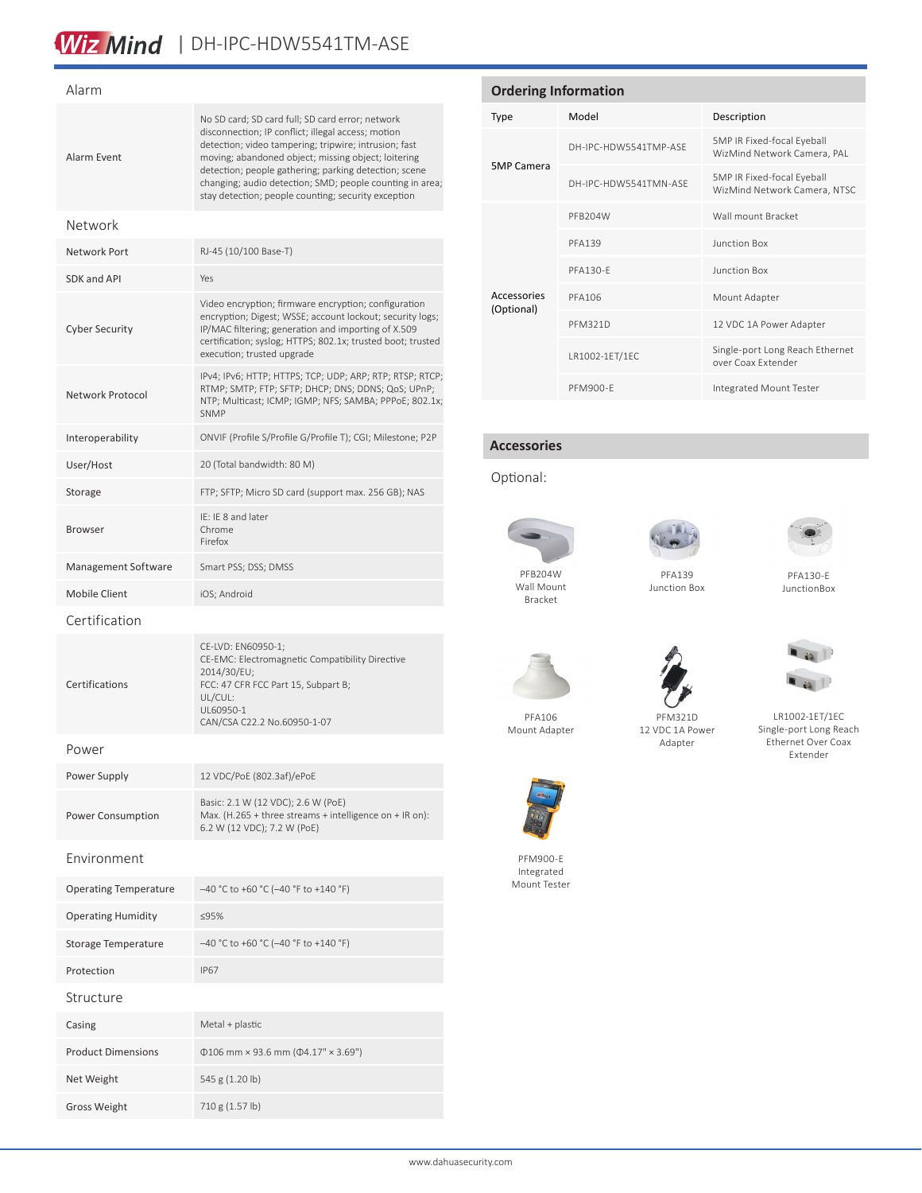## Alarm

| | |
|---|---|
| Alarm Event | No SD card; SD card full; SD card error; network disconnection; IP conflict; illegal access; motion detection; video tampering; tripwire; intrusion; fast moving; abandoned object; missing object; loitering detection; people gathering; parking detection; scene changing; audio detection; SMD; people counting in area; stay detection; people counting; security exception |

## Network

| | |
|---|---|
| Network Port | RJ-45 (10/100 Base-T) |
| SDK and API | Yes |
| Cyber Security | Video encryption; firmware encryption; configuration encryption; Digest; WSSE; account lockout; security logs; IP/MAC filtering; generation and importing of X.509 certification; syslog; HTTPS; 802.1x; trusted boot; trusted execution; trusted upgrade |
| Network Protocol | IPv4; IPv6; HTTP; HTTPS; TCP; UDP; ARP; RTP; RTSP; RTCP; RTMP; SMTP; FTP; SFTP; DHCP; DNS; DDNS; QoS; UPnP; NTP; Multicast; ICMP; IGMP; NFS; SAMBA; PPPoE; 802.1x; SNMP |
| Interoperability | ONVIF (Profile S/Profile G/Profile T); CGI; Milestone; P2P |
| User/Host | 20 (Total bandwidth: 80 M) |
| Storage | FTP; SFTP; Micro SD card (support max. 256 GB); NAS |
| Browser | IE: IE 8 and later<br>Chrome<br>Firefox |
| Management Software | Smart PSS; DSS; DMSS |
| Mobile Client | iOS; Android |

## Certification

| | |
|---|---|
| Certifications | CE-LVD: EN60950-1;<br>CE-EMC: Electromagnetic Compatibility Directive 2014/30/EU;<br>FCC: 47 CFR FCC Part 15, Subpart B;<br>UL/CUL:<br>UL60950-1<br>CAN/CSA C22.2 No.60950-1-07 |

## Power

| | |
|---|---|
| Power Supply | 12 VDC/PoE (802.3af)/ePoE |
| Power Consumption | Basic: 2.1 W (12 VDC); 2.6 W (PoE)<br>Max. (H.265 + three streams + intelligence on + IR on): 6.2 W (12 VDC); 7.2 W (PoE) |

## Environment

| | |
|---|---|
| Operating Temperature | –40 °C to +60 °C (–40 °F to +140 °F) |
| Operating Humidity | ≤95% |
| Storage Temperature | –40 °C to +60 °C (–40 °F to +140 °F) |
| Protection | IP67 |

## Structure

| | |
|---|---|
| Casing | Metal + plastic |
| Product Dimensions | Φ106 mm × 93.6 mm (Φ4.17" × 3.69") |
| Net Weight | 545 g (1.20 lb) |
| Gross Weight | 710 g (1.57 lb) |

## Ordering Information

| Type | Model | Description |
|---|---|---|
| 5MP Camera | DH-IPC-HDW5541TMP-ASE | 5MP IR Fixed-focal Eyeball WizMind Network Camera, PAL |
| | DH-IPC-HDW5541TMN-ASE | 5MP IR Fixed-focal Eyeball WizMind Network Camera, NTSC |
| Accessories (Optional) | PFB204W | Wall mount Bracket |
| | PFA139 | Junction Box |
| | PFA130-E | Junction Box |
| | PFA106 | Mount Adapter |
| | PFM321D | 12 VDC 1A Power Adapter |
| | LR1002-1ET/1EC | Single-port Long Reach Ethernet over Coax Extender |
| | PFM900-E | Integrated Mount Tester |

## Accessories

Optional:

PFB204W Wall Mount Bracket

PFA139 Junction Box

PFA130-E JunctionBox

PFA106 Mount Adapter

PFM321D 12 VDC 1A Power Adapter

LR1002-1ET/1EC Single-port Long Reach Ethernet Over Coax Extender

PFM900-E Integrated Mount Tester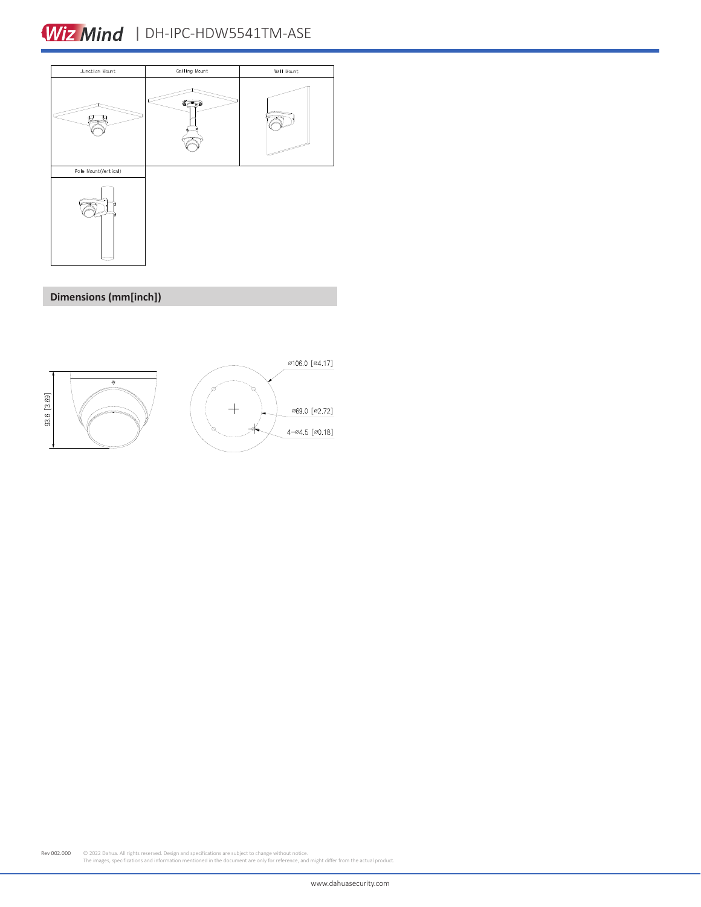| Junction Mount | Ceiling Mount | Wall Mount |
| --- | --- | --- |
| | | |
| Pole Mount(Vertical) | | |
| | | |

## Dimensions (mm[inch])

93.6 [3.69]

Ø106.0 [Ø4.17]

Ø69.0 [Ø2.72]

4–Ø4.5 [Ø0.18]

Rev 002.000 © 2022 Dahua. All rights reserved. Design and specifications are subject to change without notice.
The images, specifications and information mentioned in the document are only for reference, and might differ from the actual product.

www.dahuasecurity.com